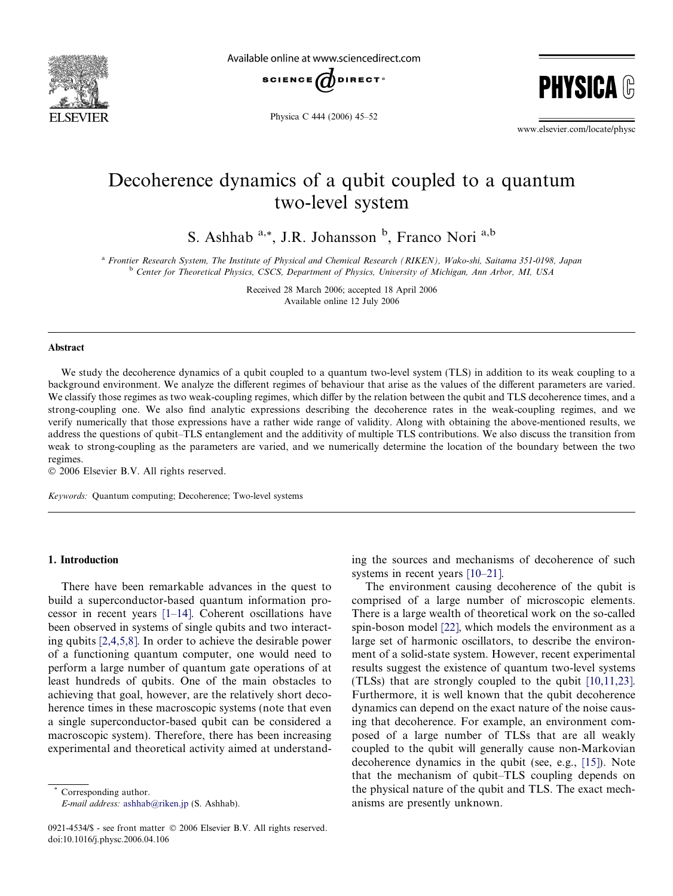# Decoherence dynamics of a qubit coupled to a quantum two-level system

S. Ashhab [a,*], J.R. Johansson [b], Franco Nori [a,b]

[a] *Frontier Research System, The Institute of Physical and Chemical Research (RIKEN), Wako-shi, Saitama 351-0198, Japan*
[b] *Center for Theoretical Physics, CSCS, Department of Physics, University of Michigan, Ann Arbor, MI, USA*

Received 28 March 2006; accepted 18 April 2006
Available online 12 July 2006

## Abstract

We study the decoherence dynamics of a qubit coupled to a quantum two-level system (TLS) in addition to its weak coupling to a background environment. We analyze the different regimes of behaviour that arise as the values of the different parameters are varied. We classify those regimes as two weak-coupling regimes, which differ by the relation between the qubit and TLS decoherence times, and a strong-coupling one. We also find analytic expressions describing the decoherence rates in the weak-coupling regimes, and we verify numerically that those expressions have a rather wide range of validity. Along with obtaining the above-mentioned results, we address the questions of qubit–TLS entanglement and the additivity of multiple TLS contributions. We also discuss the transition from weak to strong-coupling as the parameters are varied, and we numerically determine the location of the boundary between the two regimes.
© 2006 Elsevier B.V. All rights reserved.

*Keywords:* Quantum computing; Decoherence; Two-level systems

## 1. Introduction

There have been remarkable advances in the quest to build a superconductor-based quantum information processor in recent years [1–14]. Coherent oscillations have been observed in systems of single qubits and two interacting qubits [2,4,5,8]. In order to achieve the desirable power of a functioning quantum computer, one would need to perform a large number of quantum gate operations of at least hundreds of qubits. One of the main obstacles to achieving that goal, however, are the relatively short decoherence times in these macroscopic systems (note that even a single superconductor-based qubit can be considered a macroscopic system). Therefore, there has been increasing experimental and theoretical activity aimed at understanding the sources and mechanisms of decoherence of such systems in recent years [10–21].

The environment causing decoherence of the qubit is comprised of a large number of microscopic elements. There is a large wealth of theoretical work on the so-called spin-boson model [22], which models the environment as a large set of harmonic oscillators, to describe the environment of a solid-state system. However, recent experimental results suggest the existence of quantum two-level systems (TLSs) that are strongly coupled to the qubit [10,11,23]. Furthermore, it is well known that the qubit decoherence dynamics can depend on the exact nature of the noise causing that decoherence. For example, an environment composed of a large number of TLSs that are all weakly coupled to the qubit will generally cause non-Markovian decoherence dynamics in the qubit (see, e.g., [15]). Note that the mechanism of qubit–TLS coupling depends on the physical nature of the qubit and TLS. The exact mechanisms are presently unknown.

* Corresponding author.
*E-mail address:* ashhab@riken.jp (S. Ashhab).

0921-4534/$ - see front matter © 2006 Elsevier B.V. All rights reserved.
doi:10.1016/j.physc.2006.04.106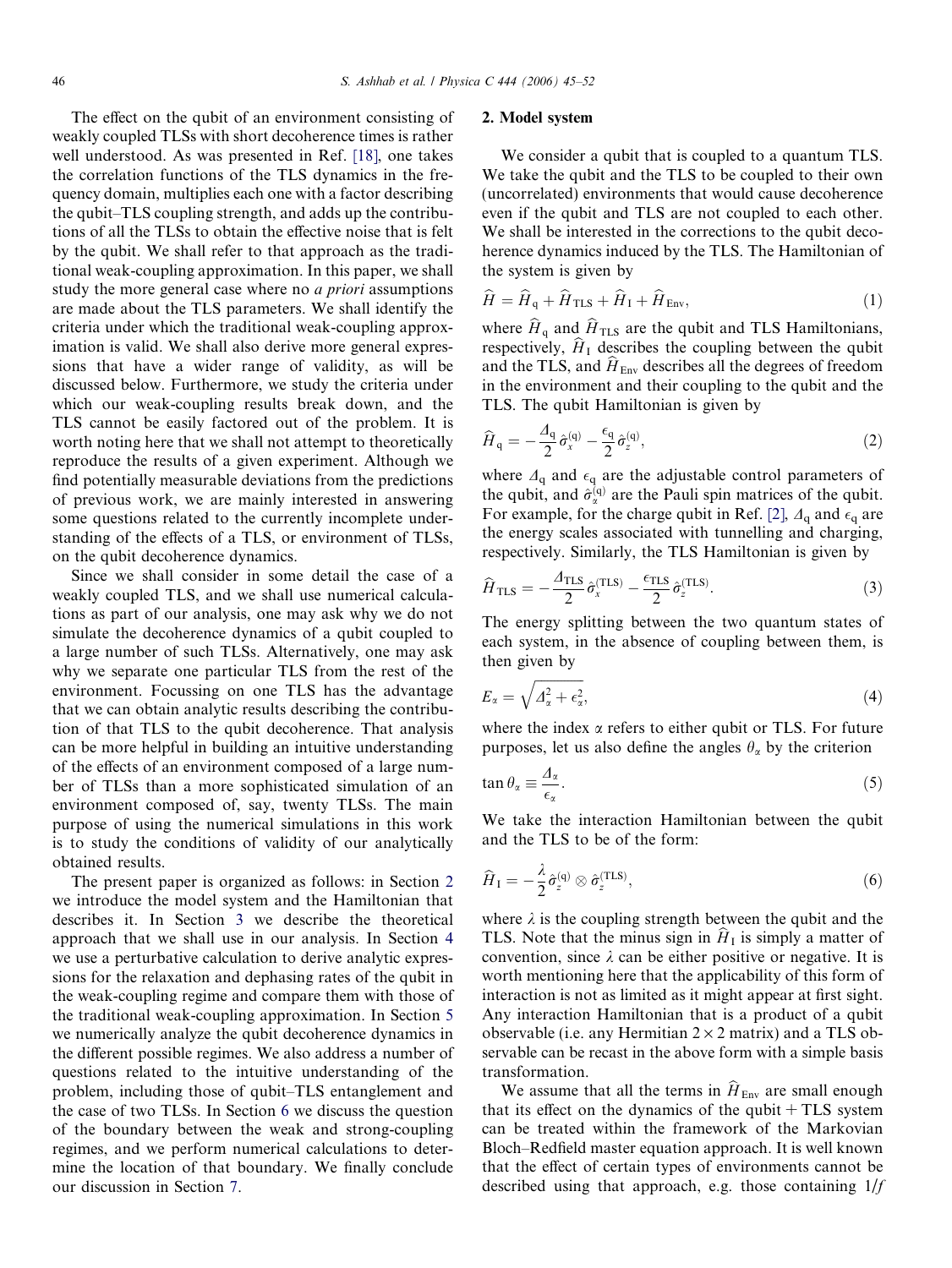The effect on the qubit of an environment consisting of weakly coupled TLSs with short decoherence times is rather well understood. As was presented in Ref. [18], one takes the correlation functions of the TLS dynamics in the frequency domain, multiplies each one with a factor describing the qubit–TLS coupling strength, and adds up the contributions of all the TLSs to obtain the effective noise that is felt by the qubit. We shall refer to that approach as the traditional weak-coupling approximation. In this paper, we shall study the more general case where no *a priori* assumptions are made about the TLS parameters. We shall identify the criteria under which the traditional weak-coupling approximation is valid. We shall also derive more general expressions that have a wider range of validity, as will be discussed below. Furthermore, we study the criteria under which our weak-coupling results break down, and the TLS cannot be easily factored out of the problem. It is worth noting here that we shall not attempt to theoretically reproduce the results of a given experiment. Although we find potentially measurable deviations from the predictions of previous work, we are mainly interested in answering some questions related to the currently incomplete understanding of the effects of a TLS, or environment of TLSs, on the qubit decoherence dynamics.

Since we shall consider in some detail the case of a weakly coupled TLS, and we shall use numerical calculations as part of our analysis, one may ask why we do not simulate the decoherence dynamics of a qubit coupled to a large number of such TLSs. Alternatively, one may ask why we separate one particular TLS from the rest of the environment. Focussing on one TLS has the advantage that we can obtain analytic results describing the contribution of that TLS to the qubit decoherence. That analysis can be more helpful in building an intuitive understanding of the effects of an environment composed of a large number of TLSs than a more sophisticated simulation of an environment composed of, say, twenty TLSs. The main purpose of using the numerical simulations in this work is to study the conditions of validity of our analytically obtained results.

The present paper is organized as follows: in Section 2 we introduce the model system and the Hamiltonian that describes it. In Section 3 we describe the theoretical approach that we shall use in our analysis. In Section 4 we use a perturbative calculation to derive analytic expressions for the relaxation and dephasing rates of the qubit in the weak-coupling regime and compare them with those of the traditional weak-coupling approximation. In Section 5 we numerically analyze the qubit decoherence dynamics in the different possible regimes. We also address a number of questions related to the intuitive understanding of the problem, including those of qubit–TLS entanglement and the case of two TLSs. In Section 6 we discuss the question of the boundary between the weak and strong-coupling regimes, and we perform numerical calculations to determine the location of that boundary. We finally conclude our discussion in Section 7.

## 2. Model system

We consider a qubit that is coupled to a quantum TLS. We take the qubit and the TLS to be coupled to their own (uncorrelated) environments that would cause decoherence even if the qubit and TLS are not coupled to each other. We shall be interested in the corrections to the qubit decoherence dynamics induced by the TLS. The Hamiltonian of the system is given by

$$\widehat{H} = \widehat{H}_{\mathrm{q}} + \widehat{H}_{\mathrm{TLS}} + \widehat{H}_{\mathrm{I}} + \widehat{H}_{\mathrm{Env}}, \tag{1}$$

where $\widehat{H}_{\mathrm{q}}$ and $\widehat{H}_{\mathrm{TLS}}$ are the qubit and TLS Hamiltonians, respectively, $\widehat{H}_{\mathrm{I}}$ describes the coupling between the qubit and the TLS, and $\widehat{H}_{\mathrm{Env}}$ describes all the degrees of freedom in the environment and their coupling to the qubit and the TLS. The qubit Hamiltonian is given by

$$\widehat{H}_{\mathrm{q}} = -\frac{\Delta_{\mathrm{q}}}{2}\hat{\sigma}_x^{(\mathrm{q})} - \frac{\epsilon_{\mathrm{q}}}{2}\hat{\sigma}_z^{(\mathrm{q})}, \tag{2}$$

where $\Delta_{\mathrm{q}}$ and $\epsilon_{\mathrm{q}}$ are the adjustable control parameters of the qubit, and $\hat{\sigma}_\alpha^{(\mathrm{q})}$ are the Pauli spin matrices of the qubit. For example, for the charge qubit in Ref. [2], $\Delta_{\mathrm{q}}$ and $\epsilon_{\mathrm{q}}$ are the energy scales associated with tunnelling and charging, respectively. Similarly, the TLS Hamiltonian is given by

$$\widehat{H}_{\mathrm{TLS}} = -\frac{\Delta_{\mathrm{TLS}}}{2}\hat{\sigma}_x^{(\mathrm{TLS})} - \frac{\epsilon_{\mathrm{TLS}}}{2}\hat{\sigma}_z^{(\mathrm{TLS})}. \tag{3}$$

The energy splitting between the two quantum states of each system, in the absence of coupling between them, is then given by

$$E_\alpha = \sqrt{\Delta_\alpha^2 + \epsilon_\alpha^2}, \tag{4}$$

where the index $\alpha$ refers to either qubit or TLS. For future purposes, let us also define the angles $\theta_\alpha$ by the criterion

$$\tan\theta_\alpha \equiv \frac{\Delta_\alpha}{\epsilon_\alpha}. \tag{5}$$

We take the interaction Hamiltonian between the qubit and the TLS to be of the form:

$$\widehat{H}_{\mathrm{I}} = -\frac{\lambda}{2}\hat{\sigma}_z^{(\mathrm{q})} \otimes \hat{\sigma}_z^{(\mathrm{TLS})}, \tag{6}$$

where $\lambda$ is the coupling strength between the qubit and the TLS. Note that the minus sign in $\widehat{H}_{\mathrm{I}}$ is simply a matter of convention, since $\lambda$ can be either positive or negative. It is worth mentioning here that the applicability of this form of interaction is not as limited as it might appear at first sight. Any interaction Hamiltonian that is a product of a qubit observable (i.e. any Hermitian $2 \times 2$ matrix) and a TLS observable can be recast in the above form with a simple basis transformation.

We assume that all the terms in $\widehat{H}_{\mathrm{Env}}$ are small enough that its effect on the dynamics of the qubit + TLS system can be treated within the framework of the Markovian Bloch–Redfield master equation approach. It is well known that the effect of certain types of environments cannot be described using that approach, e.g. those containing $1/f$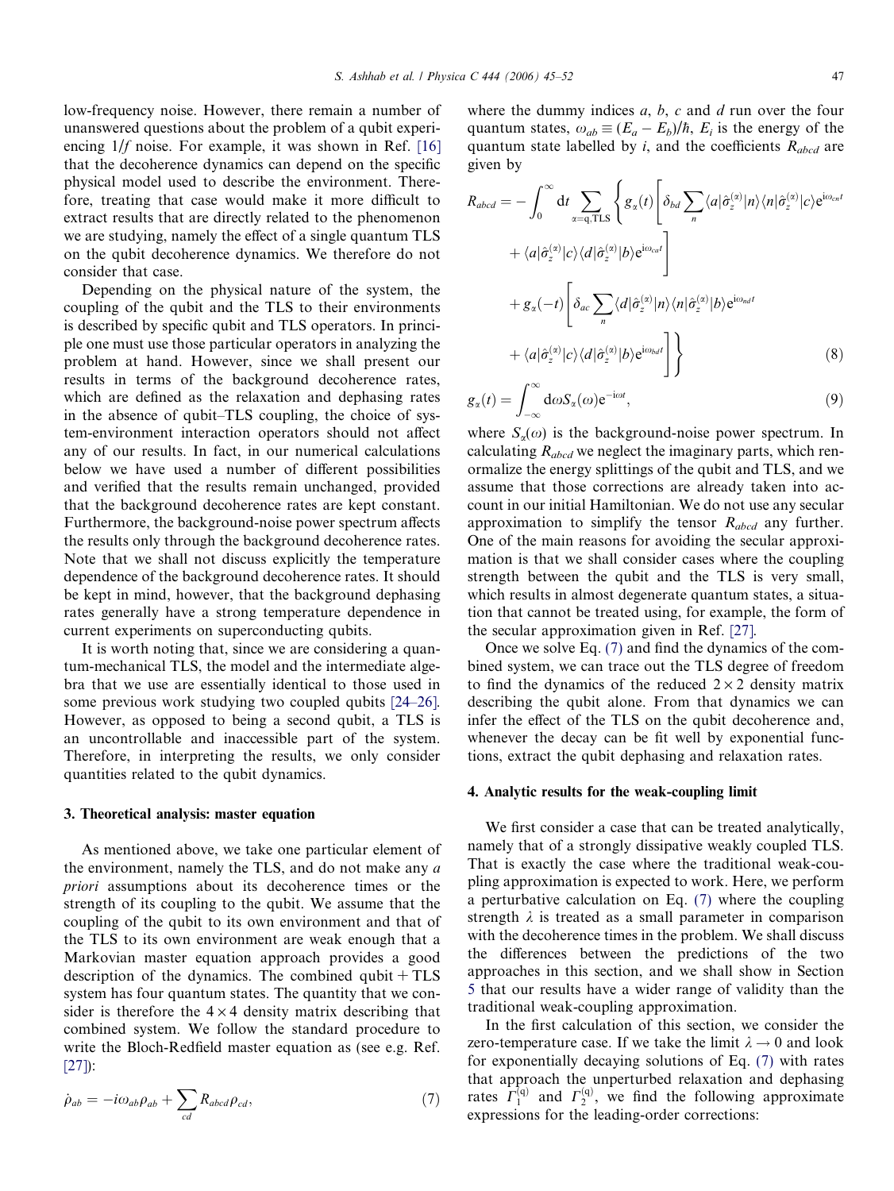low-frequency noise. However, there remain a number of unanswered questions about the problem of a qubit experiencing $1/f$ noise. For example, it was shown in Ref. [16] that the decoherence dynamics can depend on the specific physical model used to describe the environment. Therefore, treating that case would make it more difficult to extract results that are directly related to the phenomenon we are studying, namely the effect of a single quantum TLS on the qubit decoherence dynamics. We therefore do not consider that case.

Depending on the physical nature of the system, the coupling of the qubit and the TLS to their environments is described by specific qubit and TLS operators. In principle one must use those particular operators in analyzing the problem at hand. However, since we shall present our results in terms of the background decoherence rates, which are defined as the relaxation and dephasing rates in the absence of qubit–TLS coupling, the choice of system-environment interaction operators should not affect any of our results. In fact, in our numerical calculations below we have used a number of different possibilities and verified that the results remain unchanged, provided that the background decoherence rates are kept constant. Furthermore, the background-noise power spectrum affects the results only through the background decoherence rates. Note that we shall not discuss explicitly the temperature dependence of the background decoherence rates. It should be kept in mind, however, that the background dephasing rates generally have a strong temperature dependence in current experiments on superconducting qubits.

It is worth noting that, since we are considering a quantum-mechanical TLS, the model and the intermediate algebra that we use are essentially identical to those used in some previous work studying two coupled qubits [24–26]. However, as opposed to being a second qubit, a TLS is an uncontrollable and inaccessible part of the system. Therefore, in interpreting the results, we only consider quantities related to the qubit dynamics.

## 3. Theoretical analysis: master equation

As mentioned above, we take one particular element of the environment, namely the TLS, and do not make any *a priori* assumptions about its decoherence times or the strength of its coupling to the qubit. We assume that the coupling of the qubit to its own environment and that of the TLS to its own environment are weak enough that a Markovian master equation approach provides a good description of the dynamics. The combined qubit + TLS system has four quantum states. The quantity that we consider is therefore the $4\times 4$ density matrix describing that combined system. We follow the standard procedure to write the Bloch-Redfield master equation as (see e.g. Ref. [27]):

$$\dot{\rho}_{ab} = -i\omega_{ab}\rho_{ab} + \sum_{cd} R_{abcd}\rho_{cd}, \tag{7}$$

where the dummy indices $a$, $b$, $c$ and $d$ run over the four quantum states, $\omega_{ab} \equiv (E_a - E_b)/\hbar$, $E_i$ is the energy of the quantum state labelled by $i$, and the coefficients $R_{abcd}$ are given by

$$\begin{aligned}
R_{abcd} = -\int_0^\infty \mathrm{d}t \sum_{\alpha=\mathrm{q,TLS}} \Bigg\{ & g_\alpha(t)\Bigg[\delta_{bd}\sum_n \langle a|\hat{\sigma}_z^{(\alpha)}|n\rangle\langle n|\hat{\sigma}_z^{(\alpha)}|c\rangle \mathrm{e}^{\mathrm{i}\omega_{cn}t} \\
& + \langle a|\hat{\sigma}_z^{(\alpha)}|c\rangle\langle d|\hat{\sigma}_z^{(\alpha)}|b\rangle \mathrm{e}^{\mathrm{i}\omega_{ca}t}\Bigg] \\
& + g_\alpha(-t)\Bigg[\delta_{ac}\sum_n \langle d|\hat{\sigma}_z^{(\alpha)}|n\rangle\langle n|\hat{\sigma}_z^{(\alpha)}|b\rangle \mathrm{e}^{\mathrm{i}\omega_{nd}t} \\
& + \langle a|\hat{\sigma}_z^{(\alpha)}|c\rangle\langle d|\hat{\sigma}_z^{(\alpha)}|b\rangle \mathrm{e}^{\mathrm{i}\omega_{bd}t}\Bigg]\Bigg\}
\end{aligned} \tag{8}$$

$$g_\alpha(t) = \int_{-\infty}^{\infty} \mathrm{d}\omega S_\alpha(\omega)\mathrm{e}^{-\mathrm{i}\omega t}, \tag{9}$$

where $S_\alpha(\omega)$ is the background-noise power spectrum. In calculating $R_{abcd}$ we neglect the imaginary parts, which renormalize the energy splittings of the qubit and TLS, and we assume that those corrections are already taken into account in our initial Hamiltonian. We do not use any secular approximation to simplify the tensor $R_{abcd}$ any further. One of the main reasons for avoiding the secular approximation is that we shall consider cases where the coupling strength between the qubit and the TLS is very small, which results in almost degenerate quantum states, a situation that cannot be treated using, for example, the form of the secular approximation given in Ref. [27].

Once we solve Eq. (7) and find the dynamics of the combined system, we can trace out the TLS degree of freedom to find the dynamics of the reduced $2\times 2$ density matrix describing the qubit alone. From that dynamics we can infer the effect of the TLS on the qubit decoherence and, whenever the decay can be fit well by exponential functions, extract the qubit dephasing and relaxation rates.

## 4. Analytic results for the weak-coupling limit

We first consider a case that can be treated analytically, namely that of a strongly dissipative weakly coupled TLS. That is exactly the case where the traditional weak-coupling approximation is expected to work. Here, we perform a perturbative calculation on Eq. (7) where the coupling strength $\lambda$ is treated as a small parameter in comparison with the decoherence times in the problem. We shall discuss the differences between the predictions of the two approaches in this section, and we shall show in Section 5 that our results have a wider range of validity than the traditional weak-coupling approximation.

In the first calculation of this section, we consider the zero-temperature case. If we take the limit $\lambda \to 0$ and look for exponentially decaying solutions of Eq. (7) with rates that approach the unperturbed relaxation and dephasing rates $\Gamma_1^{(\mathrm{q})}$ and $\Gamma_2^{(\mathrm{q})}$, we find the following approximate expressions for the leading-order corrections: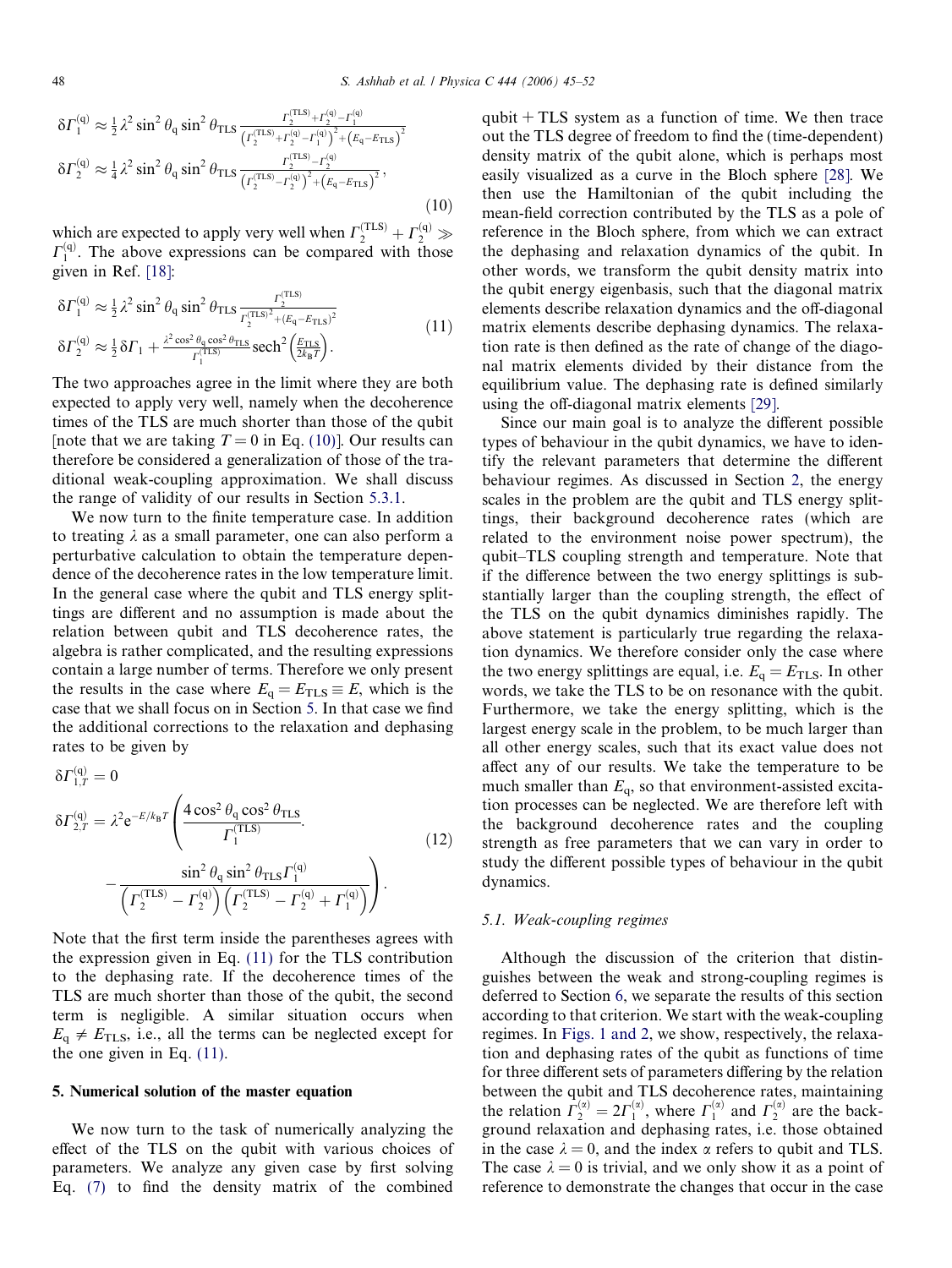$$
\begin{aligned}
\delta\Gamma_1^{(q)} &\approx \tfrac{1}{2}\lambda^2 \sin^2\theta_q \sin^2\theta_{TLS} \frac{\Gamma_2^{(TLS)}+\Gamma_2^{(q)}-\Gamma_1^{(q)}}{\left(\Gamma_2^{(TLS)}+\Gamma_2^{(q)}-\Gamma_1^{(q)}\right)^2+\left(E_q-E_{TLS}\right)^2} \\
\delta\Gamma_2^{(q)} &\approx \tfrac{1}{4}\lambda^2 \sin^2\theta_q \sin^2\theta_{TLS} \frac{\Gamma_2^{(TLS)}-\Gamma_2^{(q)}}{\left(\Gamma_2^{(TLS)}-\Gamma_2^{(q)}\right)^2+\left(E_q-E_{TLS}\right)^2},
\end{aligned}
\tag{10}
$$

which are expected to apply very well when $\Gamma_2^{(TLS)}+\Gamma_2^{(q)} \gg \Gamma_1^{(q)}$. The above expressions can be compared with those given in Ref. [18]:

$$
\begin{aligned}
\delta\Gamma_1^{(q)} &\approx \tfrac{1}{2}\lambda^2 \sin^2\theta_q \sin^2\theta_{TLS} \frac{\Gamma_2^{(TLS)}}{\Gamma_2^{(TLS)2}+(E_q-E_{TLS})^2} \\
\delta\Gamma_2^{(q)} &\approx \tfrac{1}{2}\delta\Gamma_1 + \frac{\lambda^2\cos^2\theta_q\cos^2\theta_{TLS}}{\Gamma_1^{(TLS)}} \operatorname{sech}^2\!\left(\frac{E_{TLS}}{2k_BT}\right).
\end{aligned}
\tag{11}
$$

The two approaches agree in the limit where they are both expected to apply very well, namely when the decoherence times of the TLS are much shorter than those of the qubit [note that we are taking $T = 0$ in Eq. (10)]. Our results can therefore be considered a generalization of those of the traditional weak-coupling approximation. We shall discuss the range of validity of our results in Section 5.3.1.

We now turn to the finite temperature case. In addition to treating $\lambda$ as a small parameter, one can also perform a perturbative calculation to obtain the temperature dependence of the decoherence rates in the low temperature limit. In the general case where the qubit and TLS energy splittings are different and no assumption is made about the relation between qubit and TLS decoherence rates, the algebra is rather complicated, and the resulting expressions contain a large number of terms. Therefore we only present the results in the case where $E_q = E_{TLS} \equiv E$, which is the case that we shall focus on in Section 5. In that case we find the additional corrections to the relaxation and dephasing rates to be given by

$$
\begin{aligned}
\delta\Gamma_{1,T}^{(q)} &= 0 \\
\delta\Gamma_{2,T}^{(q)} &= \lambda^2 e^{-E/k_BT}\left(\frac{4\cos^2\theta_q\cos^2\theta_{TLS}}{\Gamma_1^{(TLS)}}. \right. \\
&\left. \quad - \frac{\sin^2\theta_q\sin^2\theta_{TLS}\Gamma_1^{(q)}}{\left(\Gamma_2^{(TLS)}-\Gamma_2^{(q)}\right)\left(\Gamma_2^{(TLS)}-\Gamma_2^{(q)}+\Gamma_1^{(q)}\right)}\right).
\end{aligned}
\tag{12}
$$

Note that the first term inside the parentheses agrees with the expression given in Eq. (11) for the TLS contribution to the dephasing rate. If the decoherence times of the TLS are much shorter than those of the qubit, the second term is negligible. A similar situation occurs when $E_q \neq E_{TLS}$, i.e., all the terms can be neglected except for the one given in Eq. (11).

## 5. Numerical solution of the master equation

We now turn to the task of numerically analyzing the effect of the TLS on the qubit with various choices of parameters. We analyze any given case by first solving Eq. (7) to find the density matrix of the combined qubit + TLS system as a function of time. We then trace out the TLS degree of freedom to find the (time-dependent) density matrix of the qubit alone, which is perhaps most easily visualized as a curve in the Bloch sphere [28]. We then use the Hamiltonian of the qubit including the mean-field correction contributed by the TLS as a pole of reference in the Bloch sphere, from which we can extract the dephasing and relaxation dynamics of the qubit. In other words, we transform the qubit density matrix into the qubit energy eigenbasis, such that the diagonal matrix elements describe relaxation dynamics and the off-diagonal matrix elements describe dephasing dynamics. The relaxation rate is then defined as the rate of change of the diagonal matrix elements divided by their distance from the equilibrium value. The dephasing rate is defined similarly using the off-diagonal matrix elements [29].

Since our main goal is to analyze the different possible types of behaviour in the qubit dynamics, we have to identify the relevant parameters that determine the different behaviour regimes. As discussed in Section 2, the energy scales in the problem are the qubit and TLS energy splittings, their background decoherence rates (which are related to the environment noise power spectrum), the qubit–TLS coupling strength and temperature. Note that if the difference between the two energy splittings is substantially larger than the coupling strength, the effect of the TLS on the qubit dynamics diminishes rapidly. The above statement is particularly true regarding the relaxation dynamics. We therefore consider only the case where the two energy splittings are equal, i.e. $E_q = E_{TLS}$. In other words, we take the TLS to be on resonance with the qubit. Furthermore, we take the energy splitting, which is the largest energy scale in the problem, to be much larger than all other energy scales, such that its exact value does not affect any of our results. We take the temperature to be much smaller than $E_q$, so that environment-assisted excitation processes can be neglected. We are therefore left with the background decoherence rates and the coupling strength as free parameters that we can vary in order to study the different possible types of behaviour in the qubit dynamics.

### 5.1. Weak-coupling regimes

Although the discussion of the criterion that distinguishes between the weak and strong-coupling regimes is deferred to Section 6, we separate the results of this section according to that criterion. We start with the weak-coupling regimes. In Figs. 1 and 2, we show, respectively, the relaxation and dephasing rates of the qubit as functions of time for three different sets of parameters differing by the relation between the qubit and TLS decoherence rates, maintaining the relation $\Gamma_2^{(\alpha)} = 2\Gamma_1^{(\alpha)}$, where $\Gamma_1^{(\alpha)}$ and $\Gamma_2^{(\alpha)}$ are the background relaxation and dephasing rates, i.e. those obtained in the case $\lambda = 0$, and the index $\alpha$ refers to qubit and TLS. The case $\lambda = 0$ is trivial, and we only show it as a point of reference to demonstrate the changes that occur in the case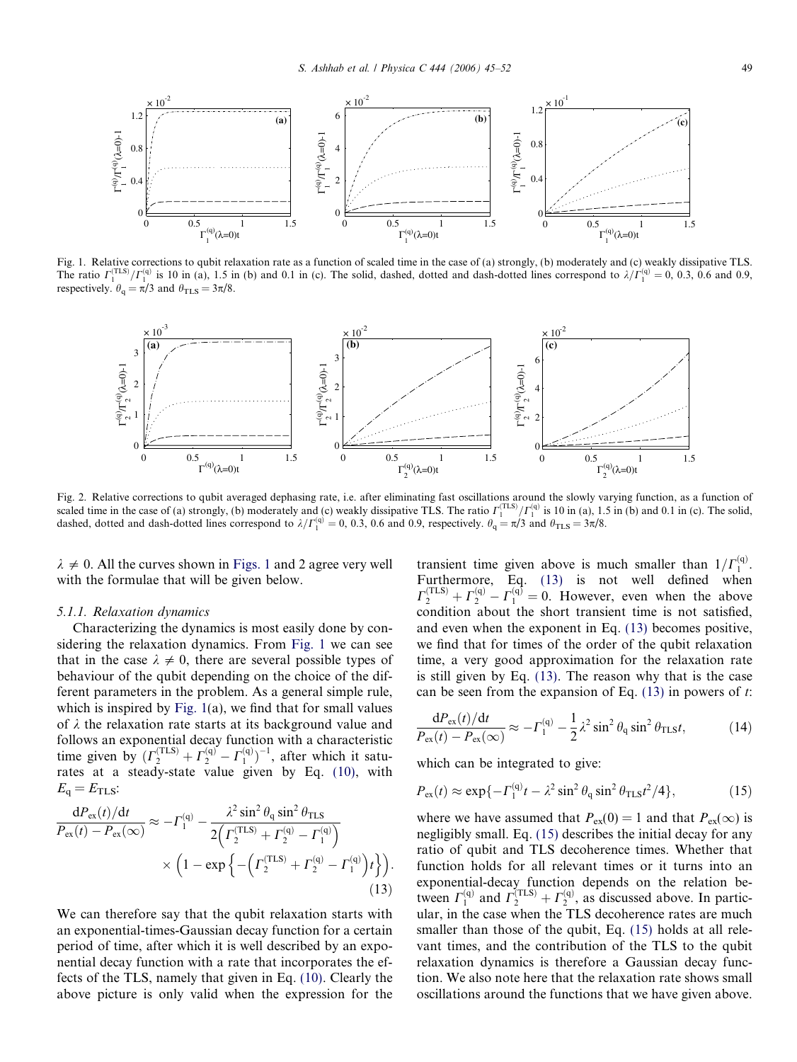Fig. 1. Relative corrections to qubit relaxation rate as a function of scaled time in the case of (a) strongly, (b) moderately and (c) weakly dissipative TLS. The ratio $\Gamma_1^{(\mathrm{TLS})}/\Gamma_1^{(\mathrm{q})}$ is 10 in (a), 1.5 in (b) and 0.1 in (c). The solid, dashed, dotted and dash-dotted lines correspond to $\lambda/\Gamma_1^{(\mathrm{q})} = 0$, 0.3, 0.6 and 0.9, respectively. $\theta_\mathrm{q} = \pi/3$ and $\theta_\mathrm{TLS} = 3\pi/8$.

Fig. 2. Relative corrections to qubit averaged dephasing rate, i.e. after eliminating fast oscillations around the slowly varying function, as a function of scaled time in the case of (a) strongly, (b) moderately and (c) weakly dissipative TLS. The ratio $\Gamma_1^{(\mathrm{TLS})}/\Gamma_1^{(\mathrm{q})}$ is 10 in (a), 1.5 in (b) and 0.1 in (c). The solid, dashed, dotted and dash-dotted lines correspond to $\lambda/\Gamma_1^{(\mathrm{q})} = 0$, 0.3, 0.6 and 0.9, respectively. $\theta_\mathrm{q} = \pi/3$ and $\theta_\mathrm{TLS} = 3\pi/8$.

$\lambda \neq 0$. All the curves shown in Figs. 1 and 2 agree very well with the formulae that will be given below.

### 5.1.1. Relaxation dynamics

Characterizing the dynamics is most easily done by considering the relaxation dynamics. From Fig. 1 we can see that in the case $\lambda \neq 0$, there are several possible types of behaviour of the qubit depending on the choice of the different parameters in the problem. As a general simple rule, which is inspired by Fig. 1(a), we find that for small values of $\lambda$ the relaxation rate starts at its background value and follows an exponential decay function with a characteristic time given by $(\Gamma_2^{(\mathrm{TLS})} + \Gamma_2^{(\mathrm{q})} - \Gamma_1^{(\mathrm{q})})^{-1}$, after which it saturates at a steady-state value given by Eq. (10), with $E_\mathrm{q} = E_\mathrm{TLS}$:

$$\frac{\mathrm{d}P_\mathrm{ex}(t)/\mathrm{d}t}{P_\mathrm{ex}(t) - P_\mathrm{ex}(\infty)} \approx -\Gamma_1^{(\mathrm{q})} - \frac{\lambda^2 \sin^2\theta_\mathrm{q} \sin^2\theta_\mathrm{TLS}}{2\left(\Gamma_2^{(\mathrm{TLS})} + \Gamma_2^{(\mathrm{q})} - \Gamma_1^{(\mathrm{q})}\right)} \times \left(1 - \exp\left\{-\left(\Gamma_2^{(\mathrm{TLS})} + \Gamma_2^{(\mathrm{q})} - \Gamma_1^{(\mathrm{q})}\right)t\right\}\right). \tag{13}$$

We can therefore say that the qubit relaxation starts with an exponential-times-Gaussian decay function for a certain period of time, after which it is well described by an exponential decay function with a rate that incorporates the effects of the TLS, namely that given in Eq. (10). Clearly the above picture is only valid when the expression for the transient time given above is much smaller than $1/\Gamma_1^{(\mathrm{q})}$. Furthermore, Eq. (13) is not well defined when $\Gamma_2^{(\mathrm{TLS})} + \Gamma_2^{(\mathrm{q})} - \Gamma_1^{(\mathrm{q})} = 0$. However, even when the above condition about the short transient time is not satisfied, and even when the exponent in Eq. (13) becomes positive, we find that for times of the order of the qubit relaxation time, a very good approximation for the relaxation rate is still given by Eq. (13). The reason why that is the case can be seen from the expansion of Eq. (13) in powers of $t$:

$$\frac{\mathrm{d}P_\mathrm{ex}(t)/\mathrm{d}t}{P_\mathrm{ex}(t) - P_\mathrm{ex}(\infty)} \approx -\Gamma_1^{(\mathrm{q})} - \frac{1}{2}\lambda^2 \sin^2\theta_\mathrm{q} \sin^2\theta_\mathrm{TLS} t, \tag{14}$$

which can be integrated to give:

$$P_\mathrm{ex}(t) \approx \exp\{-\Gamma_1^{(\mathrm{q})}t - \lambda^2 \sin^2\theta_\mathrm{q} \sin^2\theta_\mathrm{TLS} t^2/4\}, \tag{15}$$

where we have assumed that $P_\mathrm{ex}(0) = 1$ and that $P_\mathrm{ex}(\infty)$ is negligibly small. Eq. (15) describes the initial decay for any ratio of qubit and TLS decoherence times. Whether that function holds for all relevant times or it turns into an exponential-decay function depends on the relation between $\Gamma_1^{(\mathrm{q})}$ and $\Gamma_2^{(\mathrm{TLS})} + \Gamma_2^{(\mathrm{q})}$, as discussed above. In particular, in the case when the TLS decoherence rates are much smaller than those of the qubit, Eq. (15) holds at all relevant times, and the contribution of the TLS to the qubit relaxation dynamics is therefore a Gaussian decay function. We also note here that the relaxation rate shows small oscillations around the functions that we have given above.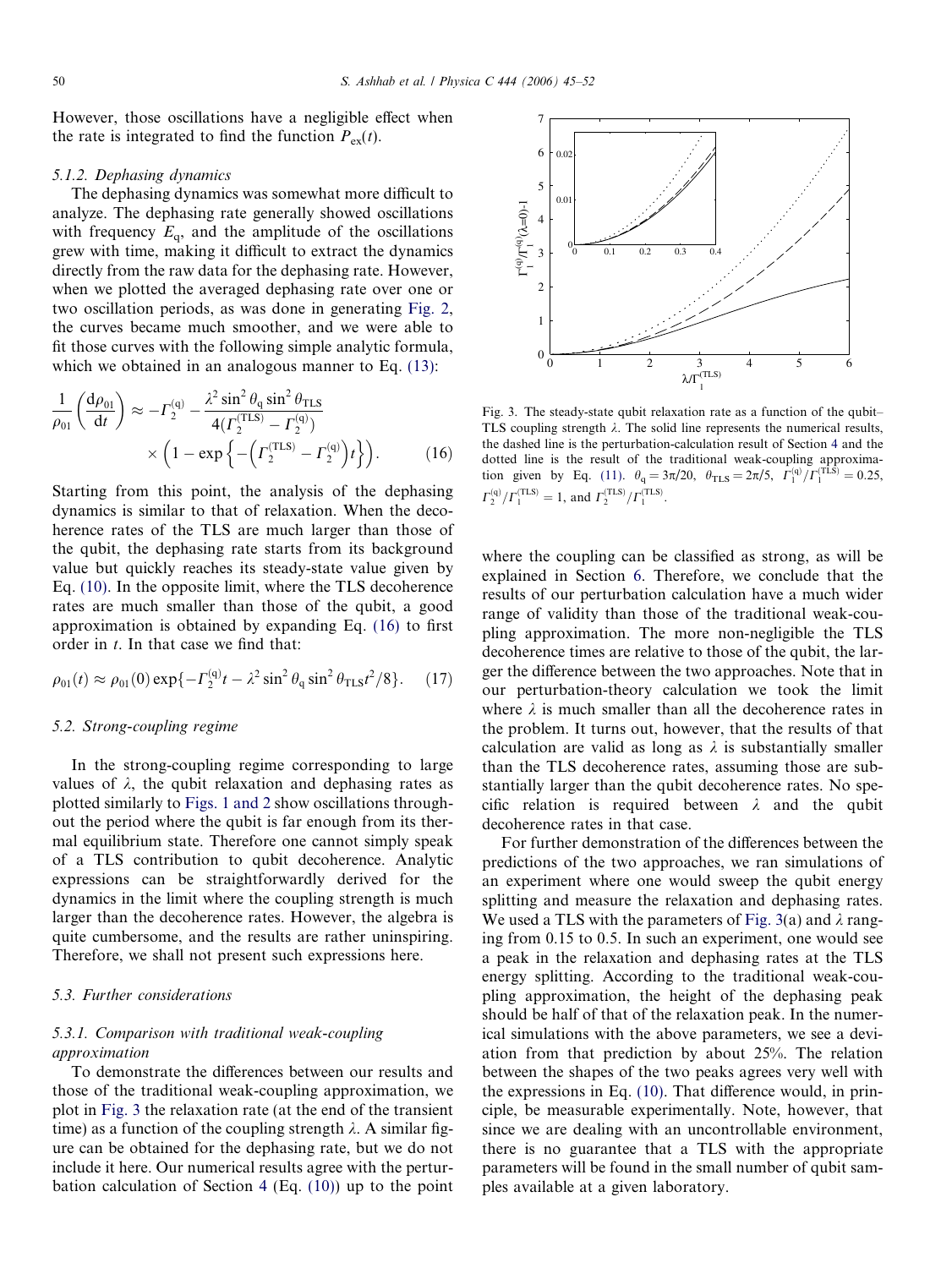However, those oscillations have a negligible effect when the rate is integrated to find the function $P_{ex}(t)$.

#### 5.1.2. Dephasing dynamics

The dephasing dynamics was somewhat more difficult to analyze. The dephasing rate generally showed oscillations with frequency $E_q$, and the amplitude of the oscillations grew with time, making it difficult to extract the dynamics directly from the raw data for the dephasing rate. However, when we plotted the averaged dephasing rate over one or two oscillation periods, as was done in generating Fig. 2, the curves became much smoother, and we were able to fit those curves with the following simple analytic formula, which we obtained in an analogous manner to Eq. (13):

$$\frac{1}{\rho_{01}}\left(\frac{d\rho_{01}}{dt}\right) \approx -\Gamma_2^{(q)} - \frac{\lambda^2 \sin^2\theta_q \sin^2\theta_{TLS}}{4(\Gamma_2^{(TLS)} - \Gamma_2^{(q)})} \times \left(1 - \exp\left\{-\left(\Gamma_2^{(TLS)} - \Gamma_2^{(q)}\right)t\right\}\right). \quad (16)$$

Starting from this point, the analysis of the dephasing dynamics is similar to that of relaxation. When the decoherence rates of the TLS are much larger than those of the qubit, the dephasing rate starts from its background value but quickly reaches its steady-state value given by Eq. (10). In the opposite limit, where the TLS decoherence rates are much smaller than those of the qubit, a good approximation is obtained by expanding Eq. (16) to first order in $t$. In that case we find that:

$$\rho_{01}(t) \approx \rho_{01}(0)\exp\{-\Gamma_2^{(q)}t - \lambda^2 \sin^2\theta_q \sin^2\theta_{TLS} t^2/8\}. \quad (17)$$

### 5.2. Strong-coupling regime

In the strong-coupling regime corresponding to large values of $\lambda$, the qubit relaxation and dephasing rates as plotted similarly to Figs. 1 and 2 show oscillations throughout the period where the qubit is far enough from its thermal equilibrium state. Therefore one cannot simply speak of a TLS contribution to qubit decoherence. Analytic expressions can be straightforwardly derived for the dynamics in the limit where the coupling strength is much larger than the decoherence rates. However, the algebra is quite cumbersome, and the results are rather uninspiring. Therefore, we shall not present such expressions here.

### 5.3. Further considerations

#### 5.3.1. Comparison with traditional weak-coupling approximation

To demonstrate the differences between our results and those of the traditional weak-coupling approximation, we plot in Fig. 3 the relaxation rate (at the end of the transient time) as a function of the coupling strength $\lambda$. A similar figure can be obtained for the dephasing rate, but we do not include it here. Our numerical results agree with the perturbation calculation of Section 4 (Eq. (10)) up to the point where the coupling can be classified as strong, as will be explained in Section 6. Therefore, we conclude that the results of our perturbation calculation have a much wider range of validity than those of the traditional weak-coupling approximation. The more non-negligible the TLS decoherence times are relative to those of the qubit, the larger the difference between the two approaches. Note that in our perturbation-theory calculation we took the limit where $\lambda$ is much smaller than all the decoherence rates in the problem. It turns out, however, that the results of that calculation are valid as long as $\lambda$ is substantially smaller than the TLS decoherence rates, assuming those are substantially larger than the qubit decoherence rates. No specific relation is required between $\lambda$ and the qubit decoherence rates in that case.

Fig. 3. The steady-state qubit relaxation rate as a function of the qubit–TLS coupling strength $\lambda$. The solid line represents the numerical results, the dashed line is the perturbation-calculation result of Section 4 and the dotted line is the result of the traditional weak-coupling approximation given by Eq. (11). $\theta_q = 3\pi/20$, $\theta_{TLS} = 2\pi/5$, $\Gamma_1^{(q)}/\Gamma_1^{(TLS)} = 0.25$, $\Gamma_2^{(q)}/\Gamma_1^{(TLS)} = 1$, and $\Gamma_2^{(TLS)}/\Gamma_1^{(TLS)}$.

For further demonstration of the differences between the predictions of the two approaches, we ran simulations of an experiment where one would sweep the qubit energy splitting and measure the relaxation and dephasing rates. We used a TLS with the parameters of Fig. 3(a) and $\lambda$ ranging from 0.15 to 0.5. In such an experiment, one would see a peak in the relaxation and dephasing rates at the TLS energy splitting. According to the traditional weak-coupling approximation, the height of the dephasing peak should be half of that of the relaxation peak. In the numerical simulations with the above parameters, we see a deviation from that prediction by about 25%. The relation between the shapes of the two peaks agrees very well with the expressions in Eq. (10). That difference would, in principle, be measurable experimentally. Note, however, that since we are dealing with an uncontrollable environment, there is no guarantee that a TLS with the appropriate parameters will be found in the small number of qubit samples available at a given laboratory.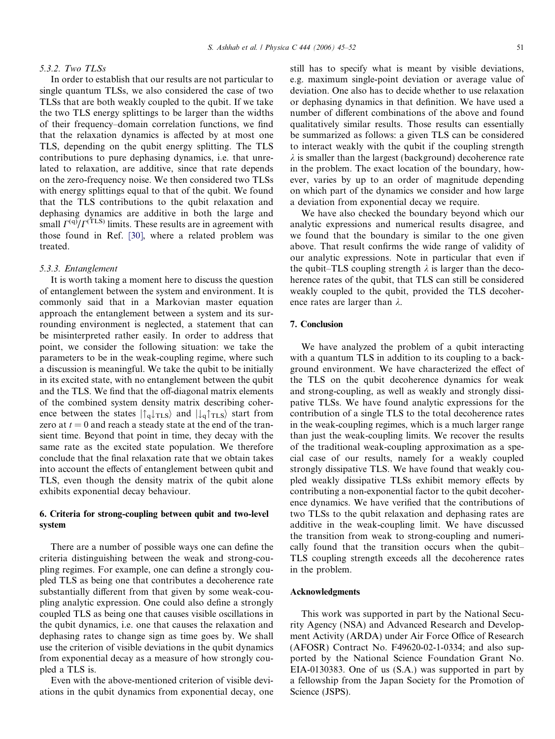#### 5.3.2. Two TLSs

In order to establish that our results are not particular to single quantum TLSs, we also considered the case of two TLSs that are both weakly coupled to the qubit. If we take the two TLS energy splittings to be larger than the widths of their frequency–domain correlation functions, we find that the relaxation dynamics is affected by at most one TLS, depending on the qubit energy splitting. The TLS contributions to pure dephasing dynamics, i.e. that unrelated to relaxation, are additive, since that rate depends on the zero-frequency noise. We then considered two TLSs with energy splittings equal to that of the qubit. We found that the TLS contributions to the qubit relaxation and dephasing dynamics are additive in both the large and small $\Gamma^{(q)}/\Gamma^{(TLS)}$ limits. These results are in agreement with those found in Ref. [30], where a related problem was treated.

#### 5.3.3. Entanglement

It is worth taking a moment here to discuss the question of entanglement between the system and environment. It is commonly said that in a Markovian master equation approach the entanglement between a system and its surrounding environment is neglected, a statement that can be misinterpreted rather easily. In order to address that point, we consider the following situation: we take the parameters to be in the weak-coupling regime, where such a discussion is meaningful. We take the qubit to be initially in its excited state, with no entanglement between the qubit and the TLS. We find that the off-diagonal matrix elements of the combined system density matrix describing coherence between the states $|\uparrow_q\downarrow_{TLS}\rangle$ and $|\downarrow_q\uparrow_{TLS}\rangle$ start from zero at $t = 0$ and reach a steady state at the end of the transient time. Beyond that point in time, they decay with the same rate as the excited state population. We therefore conclude that the final relaxation rate that we obtain takes into account the effects of entanglement between qubit and TLS, even though the density matrix of the qubit alone exhibits exponential decay behaviour.

## 6. Criteria for strong-coupling between qubit and two-level system

There are a number of possible ways one can define the criteria distinguishing between the weak and strong-coupling regimes. For example, one can define a strongly coupled TLS as being one that contributes a decoherence rate substantially different from that given by some weak-coupling analytic expression. One could also define a strongly coupled TLS as being one that causes visible oscillations in the qubit dynamics, i.e. one that causes the relaxation and dephasing rates to change sign as time goes by. We shall use the criterion of visible deviations in the qubit dynamics from exponential decay as a measure of how strongly coupled a TLS is.

Even with the above-mentioned criterion of visible deviations in the qubit dynamics from exponential decay, one still has to specify what is meant by visible deviations, e.g. maximum single-point deviation or average value of deviation. One also has to decide whether to use relaxation or dephasing dynamics in that definition. We have used a number of different combinations of the above and found qualitatively similar results. Those results can essentially be summarized as follows: a given TLS can be considered to interact weakly with the qubit if the coupling strength $\lambda$ is smaller than the largest (background) decoherence rate in the problem. The exact location of the boundary, however, varies by up to an order of magnitude depending on which part of the dynamics we consider and how large a deviation from exponential decay we require.

We have also checked the boundary beyond which our analytic expressions and numerical results disagree, and we found that the boundary is similar to the one given above. That result confirms the wide range of validity of our analytic expressions. Note in particular that even if the qubit–TLS coupling strength $\lambda$ is larger than the decoherence rates of the qubit, that TLS can still be considered weakly coupled to the qubit, provided the TLS decoherence rates are larger than $\lambda$.

## 7. Conclusion

We have analyzed the problem of a qubit interacting with a quantum TLS in addition to its coupling to a background environment. We have characterized the effect of the TLS on the qubit decoherence dynamics for weak and strong-coupling, as well as weakly and strongly dissipative TLSs. We have found analytic expressions for the contribution of a single TLS to the total decoherence rates in the weak-coupling regimes, which is a much larger range than just the weak-coupling limits. We recover the results of the traditional weak-coupling approximation as a special case of our results, namely for a weakly coupled strongly dissipative TLS. We have found that weakly coupled weakly dissipative TLSs exhibit memory effects by contributing a non-exponential factor to the qubit decoherence dynamics. We have verified that the contributions of two TLSs to the qubit relaxation and dephasing rates are additive in the weak-coupling limit. We have discussed the transition from weak to strong-coupling and numerically found that the transition occurs when the qubit–TLS coupling strength exceeds all the decoherence rates in the problem.

## Acknowledgments

This work was supported in part by the National Security Agency (NSA) and Advanced Research and Development Activity (ARDA) under Air Force Office of Research (AFOSR) Contract No. F49620-02-1-0334; and also supported by the National Science Foundation Grant No. EIA-0130383. One of us (S.A.) was supported in part by a fellowship from the Japan Society for the Promotion of Science (JSPS).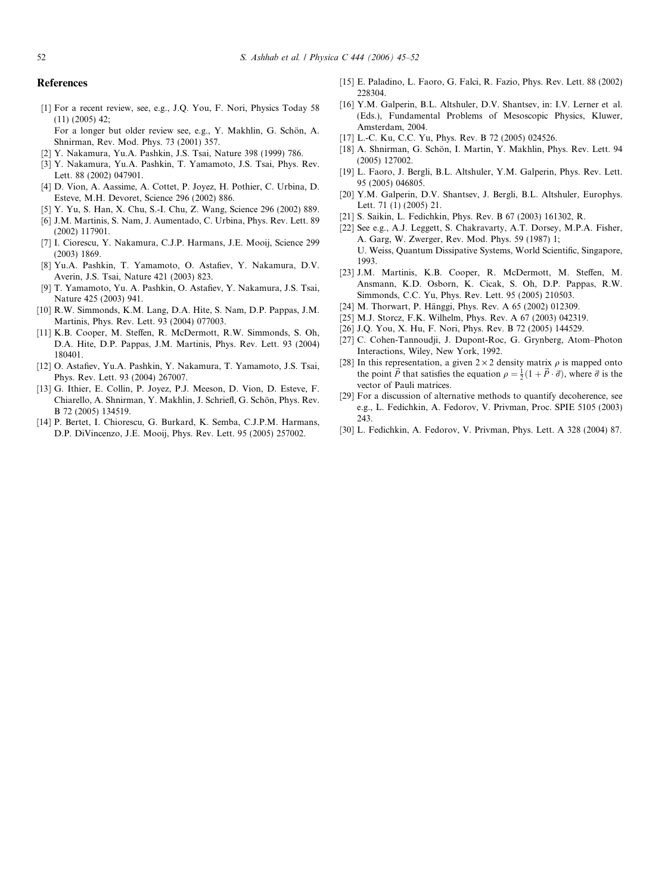## References

[1] For a recent review, see, e.g., J.Q. You, F. Nori, Physics Today 58 (11) (2005) 42;
For a longer but older review see, e.g., Y. Makhlin, G. Schön, A. Shnirman, Rev. Mod. Phys. 73 (2001) 357.

[2] Y. Nakamura, Yu.A. Pashkin, J.S. Tsai, Nature 398 (1999) 786.

[3] Y. Nakamura, Yu.A. Pashkin, T. Yamamoto, J.S. Tsai, Phys. Rev. Lett. 88 (2002) 047901.

[4] D. Vion, A. Aassime, A. Cottet, P. Joyez, H. Pothier, C. Urbina, D. Esteve, M.H. Devoret, Science 296 (2002) 886.

[5] Y. Yu, S. Han, X. Chu, S.-I. Chu, Z. Wang, Science 296 (2002) 889.

[6] J.M. Martinis, S. Nam, J. Aumentado, C. Urbina, Phys. Rev. Lett. 89 (2002) 117901.

[7] I. Ciorescu, Y. Nakamura, C.J.P. Harmans, J.E. Mooij, Science 299 (2003) 1869.

[8] Yu.A. Pashkin, T. Yamamoto, O. Astafiev, Y. Nakamura, D.V. Averin, J.S. Tsai, Nature 421 (2003) 823.

[9] T. Yamamoto, Yu. A. Pashkin, O. Astafiev, Y. Nakamura, J.S. Tsai, Nature 425 (2003) 941.

[10] R.W. Simmonds, K.M. Lang, D.A. Hite, S. Nam, D.P. Pappas, J.M. Martinis, Phys. Rev. Lett. 93 (2004) 077003.

[11] K.B. Cooper, M. Steffen, R. McDermott, R.W. Simmonds, S. Oh, D.A. Hite, D.P. Pappas, J.M. Martinis, Phys. Rev. Lett. 93 (2004) 180401.

[12] O. Astafiev, Yu.A. Pashkin, Y. Nakamura, T. Yamamoto, J.S. Tsai, Phys. Rev. Lett. 93 (2004) 267007.

[13] G. Ithier, E. Collin, P. Joyez, P.J. Meeson, D. Vion, D. Esteve, F. Chiarello, A. Shnirman, Y. Makhlin, J. Schriefl, G. Schön, Phys. Rev. B 72 (2005) 134519.

[14] P. Bertet, I. Chiorescu, G. Burkard, K. Semba, C.J.P.M. Harmans, D.P. DiVincenzo, J.E. Mooij, Phys. Rev. Lett. 95 (2005) 257002.

[15] E. Paladino, L. Faoro, G. Falci, R. Fazio, Phys. Rev. Lett. 88 (2002) 228304.

[16] Y.M. Galperin, B.L. Altshuler, D.V. Shantsev, in: I.V. Lerner et al. (Eds.), Fundamental Problems of Mesoscopic Physics, Kluwer, Amsterdam, 2004.

[17] L.-C. Ku, C.C. Yu, Phys. Rev. B 72 (2005) 024526.

[18] A. Shnirman, G. Schön, I. Martin, Y. Makhlin, Phys. Rev. Lett. 94 (2005) 127002.

[19] L. Faoro, J. Bergli, B.L. Altshuler, Y.M. Galperin, Phys. Rev. Lett. 95 (2005) 046805.

[20] Y.M. Galperin, D.V. Shantsev, J. Bergli, B.L. Altshuler, Europhys. Lett. 71 (1) (2005) 21.

[21] S. Saikin, L. Fedichkin, Phys. Rev. B 67 (2003) 161302, R.

[22] See e.g., A.J. Leggett, S. Chakravarty, A.T. Dorsey, M.P.A. Fisher, A. Garg, W. Zwerger, Rev. Mod. Phys. 59 (1987) 1;
U. Weiss, Quantum Dissipative Systems, World Scientific, Singapore, 1993.

[23] J.M. Martinis, K.B. Cooper, R. McDermott, M. Steffen, M. Ansmann, K.D. Osborn, K. Cicak, S. Oh, D.P. Pappas, R.W. Simmonds, C.C. Yu, Phys. Rev. Lett. 95 (2005) 210503.

[24] M. Thorwart, P. Hänggi, Phys. Rev. A 65 (2002) 012309.

[25] M.J. Storcz, F.K. Wilhelm, Phys. Rev. A 67 (2003) 042319.

[26] J.Q. You, X. Hu, F. Nori, Phys. Rev. B 72 (2005) 144529.

[27] C. Cohen-Tannoudji, J. Dupont-Roc, G. Grynberg, Atom–Photon Interactions, Wiley, New York, 1992.

[28] In this representation, a given $2 \times 2$ density matrix $\rho$ is mapped onto the point $\vec{P}$ that satisfies the equation $\rho = \frac{1}{2}(1 + \vec{P} \cdot \vec{\sigma})$, where $\vec{\sigma}$ is the vector of Pauli matrices.

[29] For a discussion of alternative methods to quantify decoherence, see e.g., L. Fedichkin, A. Fedorov, V. Privman, Proc. SPIE 5105 (2003) 243.

[30] L. Fedichkin, A. Fedorov, V. Privman, Phys. Lett. A 328 (2004) 87.